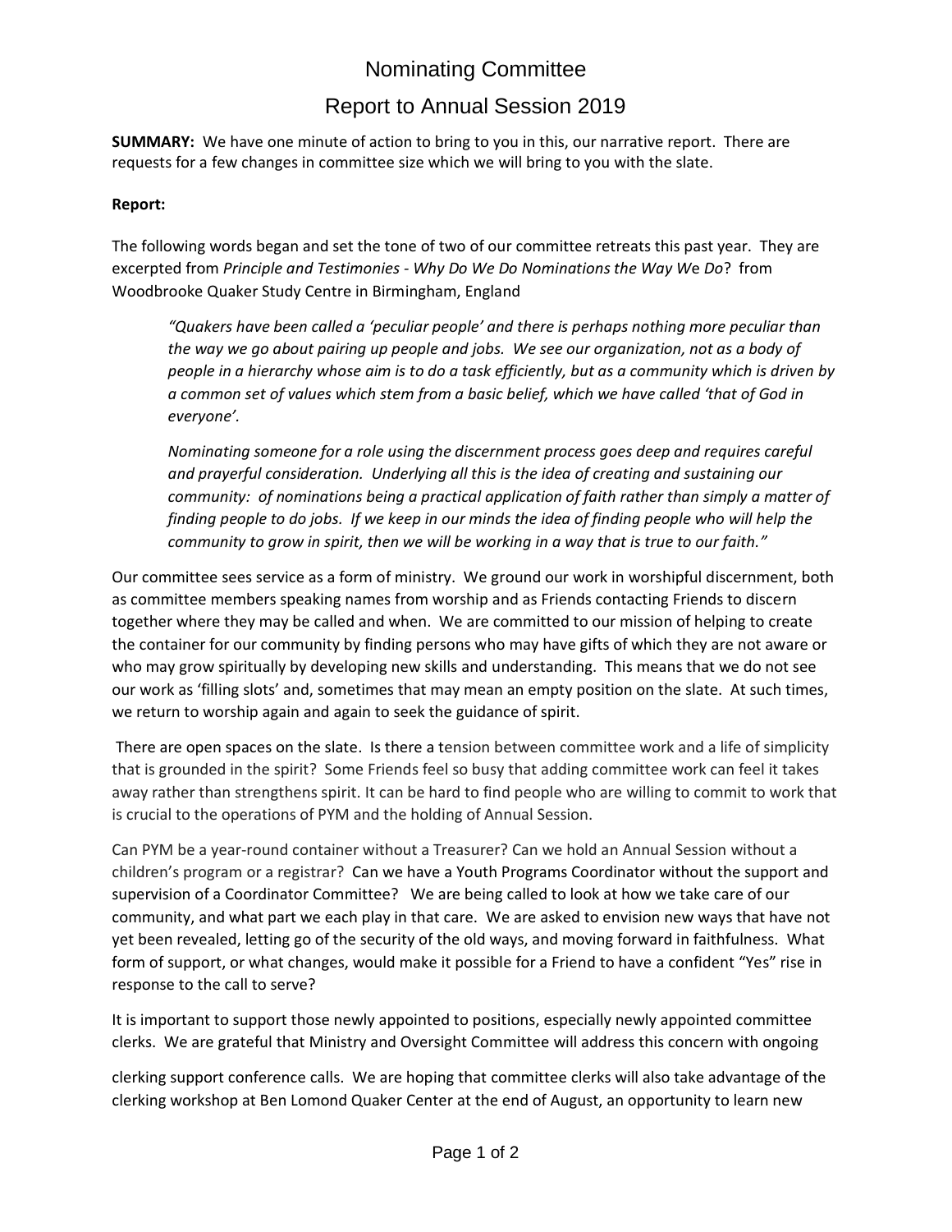# Nominating Committee

## Report to Annual Session 2019

**SUMMARY:** We have one minute of action to bring to you in this, our narrative report. There are requests for a few changes in committee size which we will bring to you with the slate.

**Report:**

The following words began and set the tone of two of our committee retreats this past year. They are excerpted from *Principle and Testimonies - Why Do We Do Nominations the Way We Do*? from Woodbrooke Quaker Study Centre in Birmingham, England

> *"Quakers have been called a 'peculiar people' and there is perhaps nothing more peculiar than the way we go about pairing up people and jobs. We see our organization, not as a body of people in a hierarchy whose aim is to do a task efficiently, but as a community which is driven by a common set of values which stem from a basic belief, which we have called 'that of God in everyone'.*
>
> *Nominating someone for a role using the discernment process goes deep and requires careful and prayerful consideration. Underlying all this is the idea of creating and sustaining our community: of nominations being a practical application of faith rather than simply a matter of finding people to do jobs. If we keep in our minds the idea of finding people who will help the community to grow in spirit, then we will be working in a way that is true to our faith."*

Our committee sees service as a form of ministry. We ground our work in worshipful discernment, both as committee members speaking names from worship and as Friends contacting Friends to discern together where they may be called and when. We are committed to our mission of helping to create the container for our community by finding persons who may have gifts of which they are not aware or who may grow spiritually by developing new skills and understanding. This means that we do not see our work as 'filling slots' and, sometimes that may mean an empty position on the slate. At such times, we return to worship again and again to seek the guidance of spirit.

There are open spaces on the slate. Is there a tension between committee work and a life of simplicity that is grounded in the spirit? Some Friends feel so busy that adding committee work can feel it takes away rather than strengthens spirit. It can be hard to find people who are willing to commit to work that is crucial to the operations of PYM and the holding of Annual Session.

Can PYM be a year-round container without a Treasurer? Can we hold an Annual Session without a children's program or a registrar? Can we have a Youth Programs Coordinator without the support and supervision of a Coordinator Committee? We are being called to look at how we take care of our community, and what part we each play in that care. We are asked to envision new ways that have not yet been revealed, letting go of the security of the old ways, and moving forward in faithfulness. What form of support, or what changes, would make it possible for a Friend to have a confident "Yes" rise in response to the call to serve?

It is important to support those newly appointed to positions, especially newly appointed committee clerks. We are grateful that Ministry and Oversight Committee will address this concern with ongoing clerking support conference calls. We are hoping that committee clerks will also take advantage of the clerking workshop at Ben Lomond Quaker Center at the end of August, an opportunity to learn new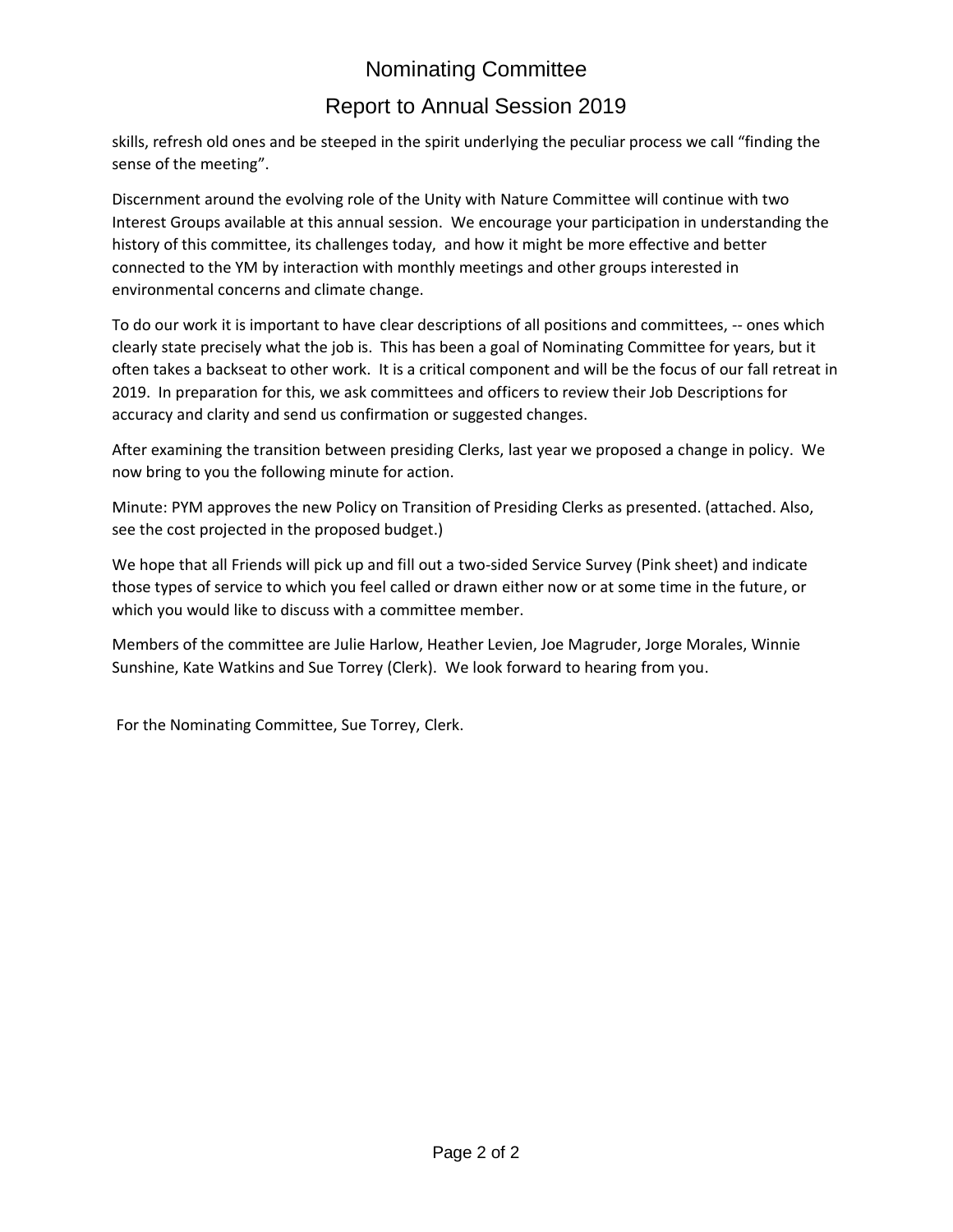skills, refresh old ones and be steeped in the spirit underlying the peculiar process we call "finding the sense of the meeting".

Discernment around the evolving role of the Unity with Nature Committee will continue with two Interest Groups available at this annual session. We encourage your participation in understanding the history of this committee, its challenges today, and how it might be more effective and better connected to the YM by interaction with monthly meetings and other groups interested in environmental concerns and climate change.

To do our work it is important to have clear descriptions of all positions and committees, -- ones which clearly state precisely what the job is. This has been a goal of Nominating Committee for years, but it often takes a backseat to other work. It is a critical component and will be the focus of our fall retreat in 2019. In preparation for this, we ask committees and officers to review their Job Descriptions for accuracy and clarity and send us confirmation or suggested changes.

After examining the transition between presiding Clerks, last year we proposed a change in policy. We now bring to you the following minute for action.

Minute: PYM approves the new Policy on Transition of Presiding Clerks as presented. (attached. Also, see the cost projected in the proposed budget.)

We hope that all Friends will pick up and fill out a two-sided Service Survey (Pink sheet) and indicate those types of service to which you feel called or drawn either now or at some time in the future, or which you would like to discuss with a committee member.

Members of the committee are Julie Harlow, Heather Levien, Joe Magruder, Jorge Morales, Winnie Sunshine, Kate Watkins and Sue Torrey (Clerk). We look forward to hearing from you.

For the Nominating Committee, Sue Torrey, Clerk.